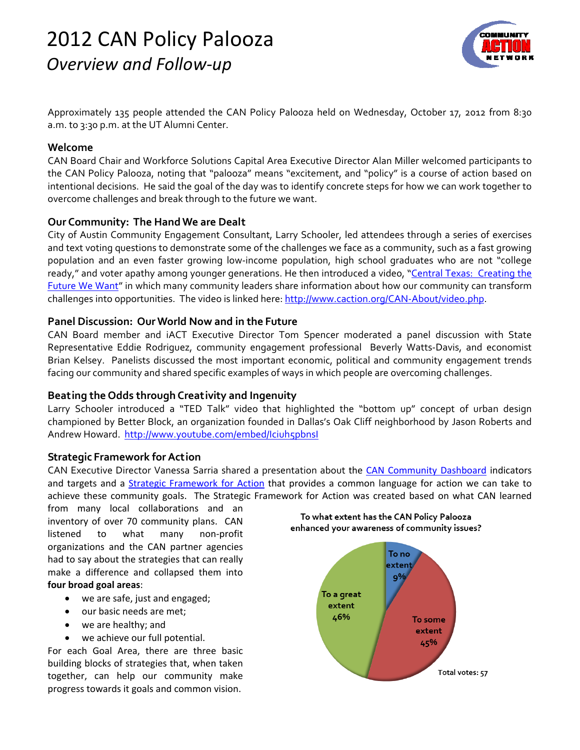# 2012 CAN Policy Palooza

*Overview and Follow-up*

Approximately 135 people attended the CAN Policy Palooza held on Wednesday, October 17, 2012 from 8:30 a.m. to 3:30 p.m. at the UT Alumni Center.

### Welcome

CAN Board Chair and Workforce Solutions Capital Area Executive Director Alan Miller welcomed participants to the CAN Policy Palooza, noting that "palooza" means "excitement, and "policy" is a course of action based on intentional decisions. He said the goal of the day was to identify concrete steps for how we can work together to overcome challenges and break through to the future we want.

### Our Community: The Hand We are Dealt

City of Austin Community Engagement Consultant, Larry Schooler, led attendees through a series of exercises and text voting questions to demonstrate some of the challenges we face as a community, such as a fast growing population and an even faster growing low-income population, high school graduates who are not "college ready," and voter apathy among younger generations. He then introduced a video, "Central Texas: Creating the Future We Want" in which many community leaders share information about how our community can transform challenges into opportunities. The video is linked here: http://www.caction.org/CAN-About/video.php.

### Panel Discussion: Our World Now and in the Future

CAN Board member and iACT Executive Director Tom Spencer moderated a panel discussion with State Representative Eddie Rodriguez, community engagement professional Beverly Watts-Davis, and economist Brian Kelsey. Panelists discussed the most important economic, political and community engagement trends facing our community and shared specific examples of ways in which people are overcoming challenges.

### Beating the Odds through Creativity and Ingenuity

Larry Schooler introduced a "TED Talk" video that highlighted the "bottom up" concept of urban design championed by Better Block, an organization founded in Dallas's Oak Cliff neighborhood by Jason Roberts and Andrew Howard. http://www.youtube.com/embed/Iciuh5pbnsI

### Strategic Framework for Action

CAN Executive Director Vanessa Sarria shared a presentation about the CAN Community Dashboard indicators and targets and a Strategic Framework for Action that provides a common language for action we can take to achieve these community goals. The Strategic Framework for Action was created based on what CAN learned from many local collaborations and an inventory of over 70 community plans. CAN listened to what many non-profit organizations and the CAN partner agencies had to say about the strategies that can really make a difference and collapsed them into **four broad goal areas**:

- we are safe, just and engaged;
- our basic needs are met;
- we are healthy; and
- we achieve our full potential.

For each Goal Area, there are three basic building blocks of strategies that, when taken together, can help our community make progress towards it goals and common vision.

**To what extent has the CAN Policy Palooza enhanced your awareness of community issues?**

| Response | Percent |
|---|---|
| To no extent | 9% |
| To some extent | 45% |
| To a great extent | 46% |

Total votes: 57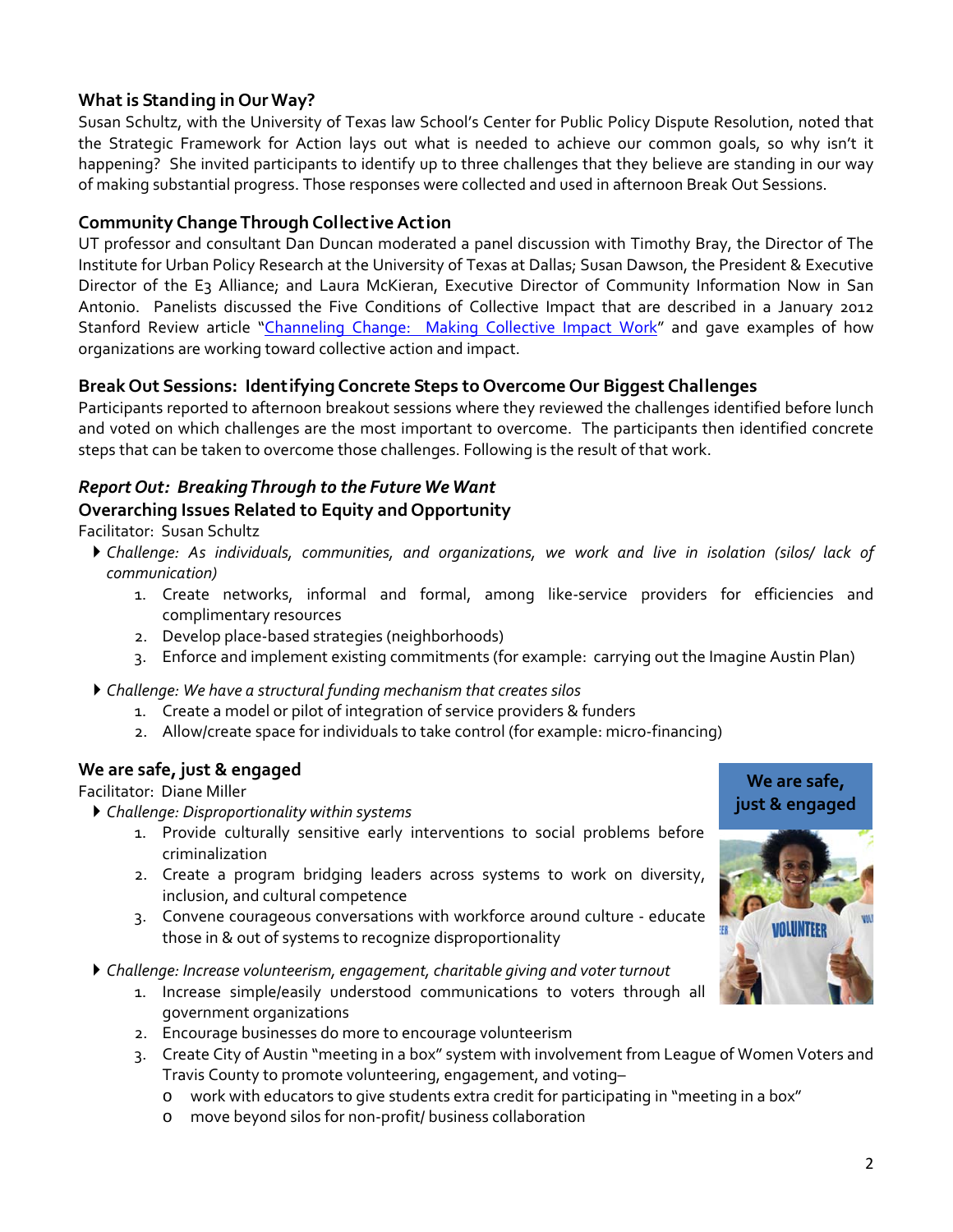### What is Standing in Our Way?

Susan Schultz, with the University of Texas law School's Center for Public Policy Dispute Resolution, noted that the Strategic Framework for Action lays out what is needed to achieve our common goals, so why isn't it happening? She invited participants to identify up to three challenges that they believe are standing in our way of making substantial progress. Those responses were collected and used in afternoon Break Out Sessions.

### Community Change Through Collective Action

UT professor and consultant Dan Duncan moderated a panel discussion with Timothy Bray, the Director of The Institute for Urban Policy Research at the University of Texas at Dallas; Susan Dawson, the President & Executive Director of the E3 Alliance; and Laura McKieran, Executive Director of Community Information Now in San Antonio. Panelists discussed the Five Conditions of Collective Impact that are described in a January 2012 Stanford Review article "Channeling Change: Making Collective Impact Work" and gave examples of how organizations are working toward collective action and impact.

### Break Out Sessions: Identifying Concrete Steps to Overcome Our Biggest Challenges

Participants reported to afternoon breakout sessions where they reviewed the challenges identified before lunch and voted on which challenges are the most important to overcome. The participants then identified concrete steps that can be taken to overcome those challenges. Following is the result of that work.

### *Report Out: Breaking Through to the Future We Want*

### Overarching Issues Related to Equity and Opportunity

Facilitator: Susan Schultz

- *Challenge: As individuals, communities, and organizations, we work and live in isolation (silos/ lack of communication)*
  1. Create networks, informal and formal, among like-service providers for efficiencies and complimentary resources
  2. Develop place-based strategies (neighborhoods)
  3. Enforce and implement existing commitments (for example: carrying out the Imagine Austin Plan)
- *Challenge: We have a structural funding mechanism that creates silos*
  1. Create a model or pilot of integration of service providers & funders
  2. Allow/create space for individuals to take control (for example: micro-financing)

### We are safe, just & engaged

Facilitator: Diane Miller

- *Challenge: Disproportionality within systems*
  1. Provide culturally sensitive early interventions to social problems before criminalization
  2. Create a program bridging leaders across systems to work on diversity, inclusion, and cultural competence
  3. Convene courageous conversations with workforce around culture - educate those in & out of systems to recognize disproportionality
- *Challenge: Increase volunteerism, engagement, charitable giving and voter turnout*
  1. Increase simple/easily understood communications to voters through all government organizations
  2. Encourage businesses do more to encourage volunteerism
  3. Create City of Austin "meeting in a box" system with involvement from League of Women Voters and Travis County to promote volunteering, engagement, and voting–
     - work with educators to give students extra credit for participating in "meeting in a box"
     - move beyond silos for non-profit/ business collaboration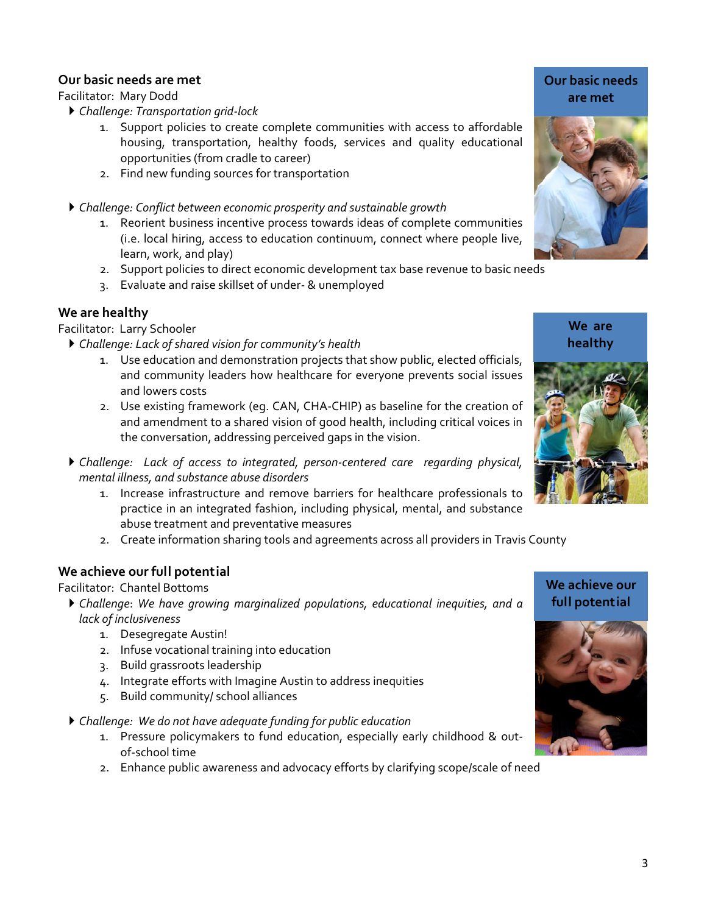## Our basic needs are met

Facilitator: Mary Dodd

- *Challenge: Transportation grid-lock*
    1. Support policies to create complete communities with access to affordable housing, transportation, healthy foods, services and quality educational opportunities (from cradle to career)
    2. Find new funding sources for transportation

- *Challenge: Conflict between economic prosperity and sustainable growth*
    1. Reorient business incentive process towards ideas of complete communities (i.e. local hiring, access to education continuum, connect where people live, learn, work, and play)
    2. Support policies to direct economic development tax base revenue to basic needs
    3. Evaluate and raise skillset of under- & unemployed

## We are healthy

Facilitator: Larry Schooler

- *Challenge: Lack of shared vision for community's health*
    1. Use education and demonstration projects that show public, elected officials, and community leaders how healthcare for everyone prevents social issues and lowers costs
    2. Use existing framework (eg. CAN, CHA-CHIP) as baseline for the creation of and amendment to a shared vision of good health, including critical voices in the conversation, addressing perceived gaps in the vision.

- *Challenge: Lack of access to integrated, person-centered care regarding physical, mental illness, and substance abuse disorders*
    1. Increase infrastructure and remove barriers for healthcare professionals to practice in an integrated fashion, including physical, mental, and substance abuse treatment and preventative measures
    2. Create information sharing tools and agreements across all providers in Travis County

## We achieve our full potential

Facilitator: Chantel Bottoms

- *Challenge*: *We have growing marginalized populations, educational inequities, and a lack of inclusiveness*
    1. Desegregate Austin!
    2. Infuse vocational training into education
    3. Build grassroots leadership
    4. Integrate efforts with Imagine Austin to address inequities
    5. Build community/ school alliances

- *Challenge: We do not have adequate funding for public education*
    1. Pressure policymakers to fund education, especially early childhood & out-of-school time
    2. Enhance public awareness and advocacy efforts by clarifying scope/scale of need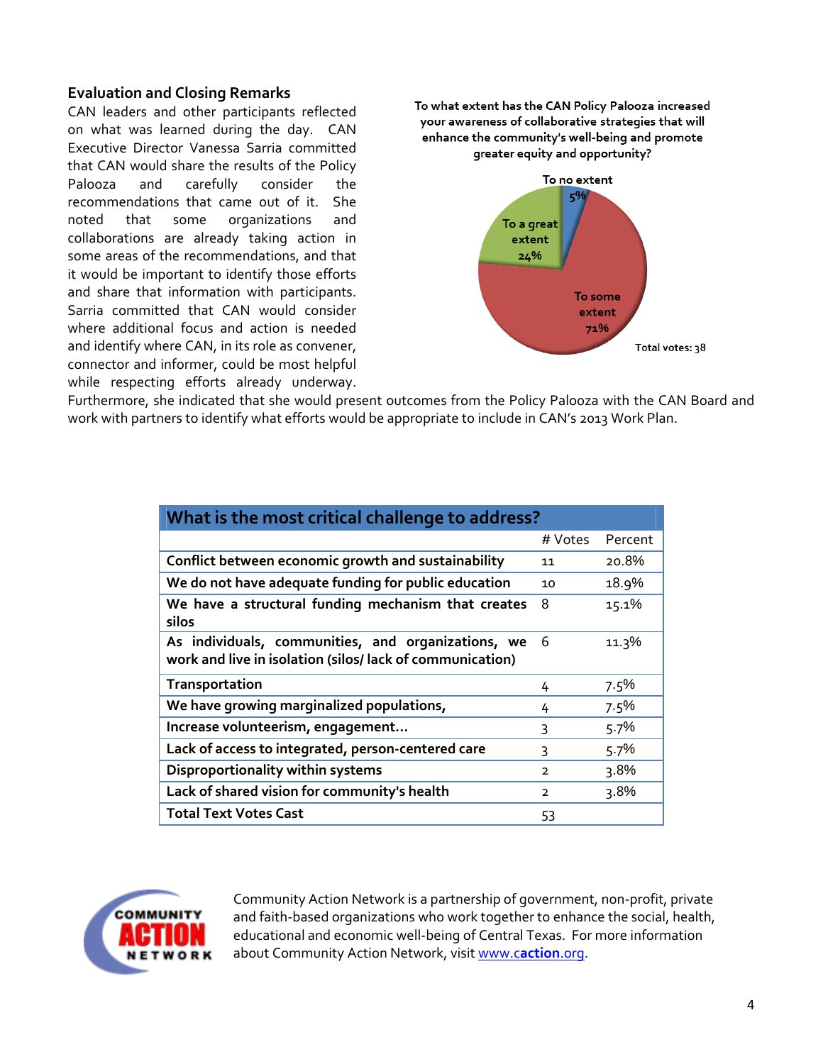## Evaluation and Closing Remarks

CAN leaders and other participants reflected on what was learned during the day. CAN Executive Director Vanessa Sarria committed that CAN would share the results of the Policy Palooza and carefully consider the recommendations that came out of it. She noted that some organizations and collaborations are already taking action in some areas of the recommendations, and that it would be important to identify those efforts and share that information with participants. Sarria committed that CAN would consider where additional focus and action is needed and identify where CAN, in its role as convener, connector and informer, could be most helpful while respecting efforts already underway. Furthermore, she indicated that she would present outcomes from the Policy Palooza with the CAN Board and work with partners to identify what efforts would be appropriate to include in CAN's 2013 Work Plan.

To what extent has the CAN Policy Palooza increased your awareness of collaborative strategies that will enhance the community's well-being and promote greater equity and opportunity?

To no extent 5%

To a great extent 24%

To some extent 71%

Total votes: 38

| What is the most critical challenge to address? | | |
|---|---|---|
| | # Votes | Percent |
| **Conflict between economic growth and sustainability** | 11 | 20.8% |
| **We do not have adequate funding for public education** | 10 | 18.9% |
| **We have a structural funding mechanism that creates silos** | 8 | 15.1% |
| **As individuals, communities, and organizations, we work and live in isolation (silos/ lack of communication)** | 6 | 11.3% |
| **Transportation** | 4 | 7.5% |
| **We have growing marginalized populations,** | 4 | 7.5% |
| **Increase volunteerism, engagement...** | 3 | 5.7% |
| **Lack of access to integrated, person-centered care** | 3 | 5.7% |
| **Disproportionality within systems** | 2 | 3.8% |
| **Lack of shared vision for community's health** | 2 | 3.8% |
| **Total Text Votes Cast** | 53 | |

COMMUNITY ACTION NETWORK

Community Action Network is a partnership of government, non-profit, private and faith-based organizations who work together to enhance the social, health, educational and economic well-being of Central Texas. For more information about Community Action Network, visit www.caction.org.